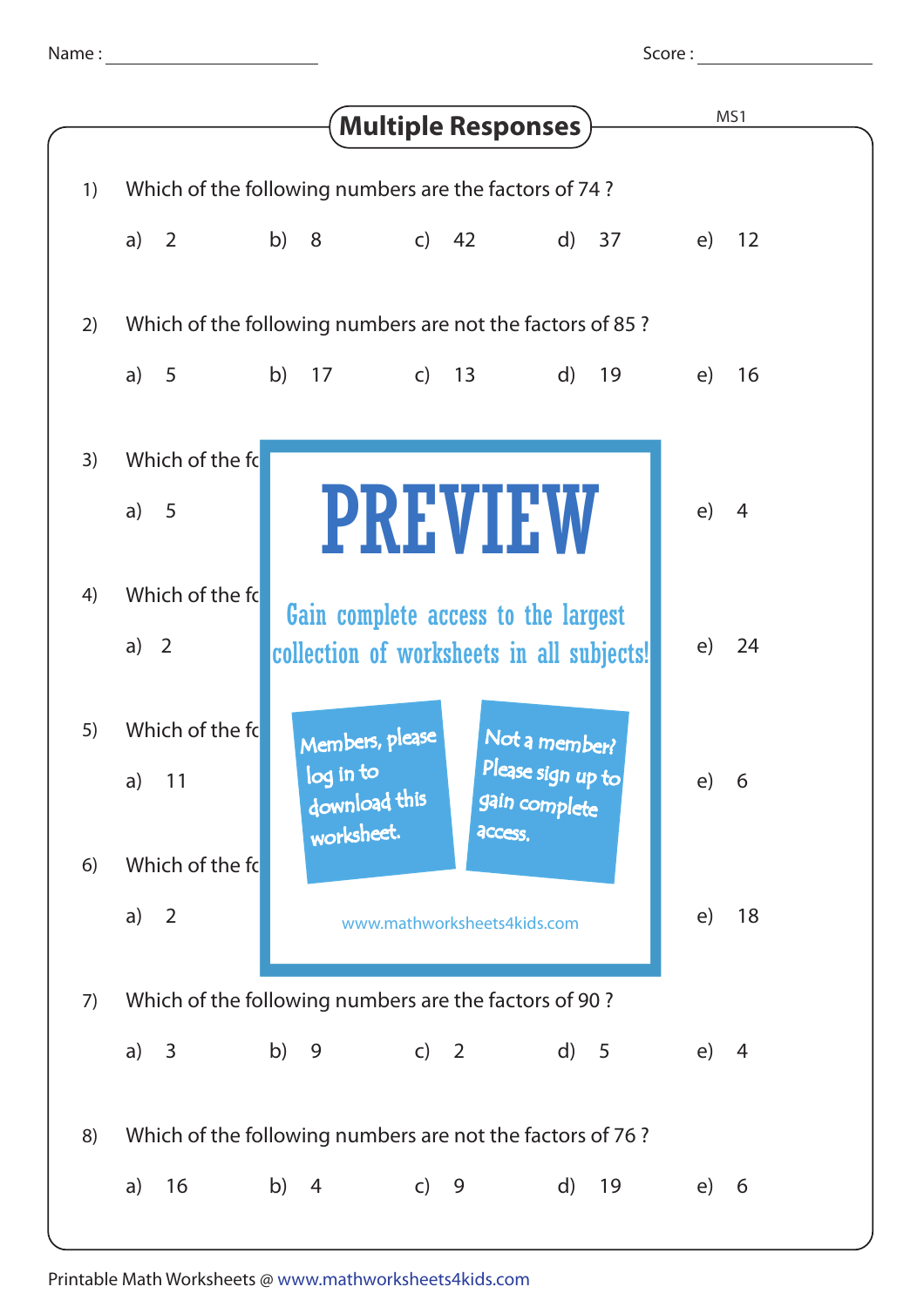Name : ____________________ Score : ____________________

# Multiple Responses

MS1

1) Which of the following numbers are the factors of 74 ?

a) 2 b) 8 c) 42 d) 37 e) 12

2) Which of the following numbers are not the factors of 85 ?

a) 5 b) 17 c) 13 d) 19 e) 16

3) Which of the fo

a) 5 e) 4

4) Which of the fo

a) 2 e) 24

5) Which of the fo

a) 11 e) 6

6) Which of the fo

a) 2 e) 18

**PREVIEW**

Gain complete access to the largest collection of worksheets in all subjects!

Members, please log in to download this worksheet.

Not a member? Please sign up to gain complete access.

www.mathworksheets4kids.com

7) Which of the following numbers are the factors of 90 ?

a) 3 b) 9 c) 2 d) 5 e) 4

8) Which of the following numbers are not the factors of 76 ?

a) 16 b) 4 c) 9 d) 19 e) 6

Printable Math Worksheets @ www.mathworksheets4kids.com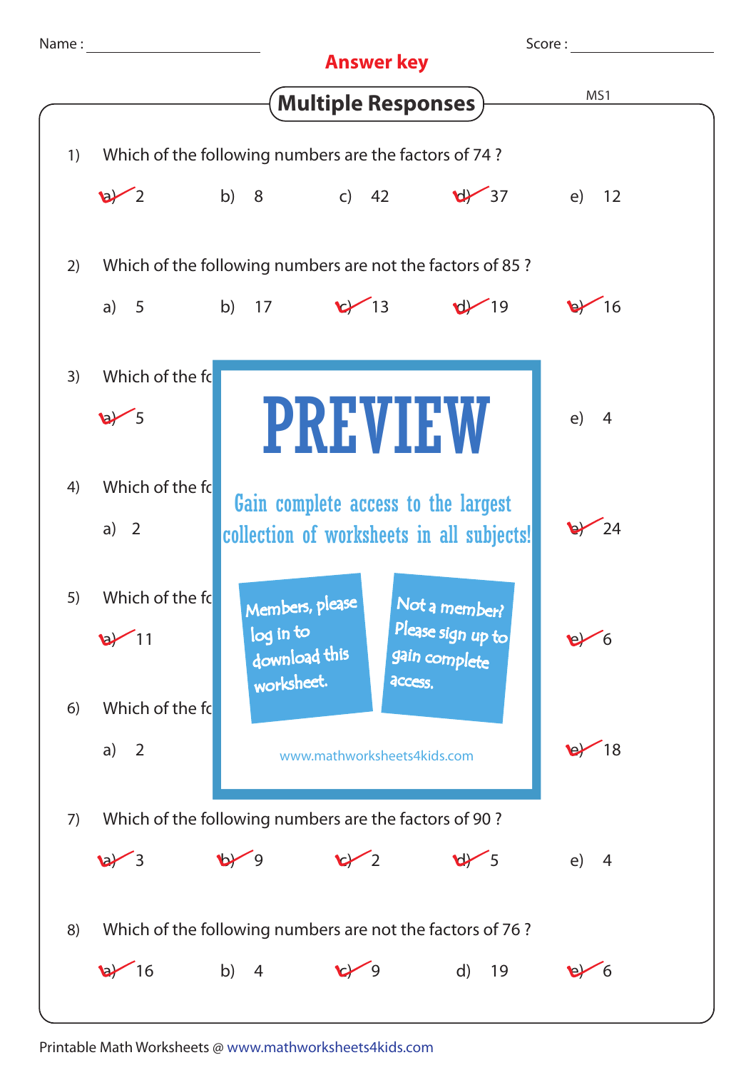Name : ____________________ Score : ____________________

**Answer key**

## Multiple Responses

MS1

1) Which of the following numbers are the factors of 74 ?

a) 2 ✓  b) 8  c) 42  d) 37 ✓  e) 12

2) Which of the following numbers are not the factors of 85 ?

a) 5  b) 17  c) 13 ✓  d) 19 ✓  e) 16 ✓

3) Which of the fo

a) 5 ✓  e) 4

4) Which of the fo

a) 2  e) 24 ✓

5) Which of the fo

a) 11 ✓  e) 6 ✓

6) Which of the fo

a) 2  e) 18 ✓

**PREVIEW**

Gain complete access to the largest collection of worksheets in all subjects!

Members, please log in to download this worksheet.

Not a member? Please sign up to gain complete access.

www.mathworksheets4kids.com

7) Which of the following numbers are the factors of 90 ?

a) 3 ✓  b) 9 ✓  c) 2 ✓  d) 5 ✓  e) 4

8) Which of the following numbers are not the factors of 76 ?

a) 16 ✓  b) 4  c) 9 ✓  d) 19  e) 6 ✓

Printable Math Worksheets @ www.mathworksheets4kids.com